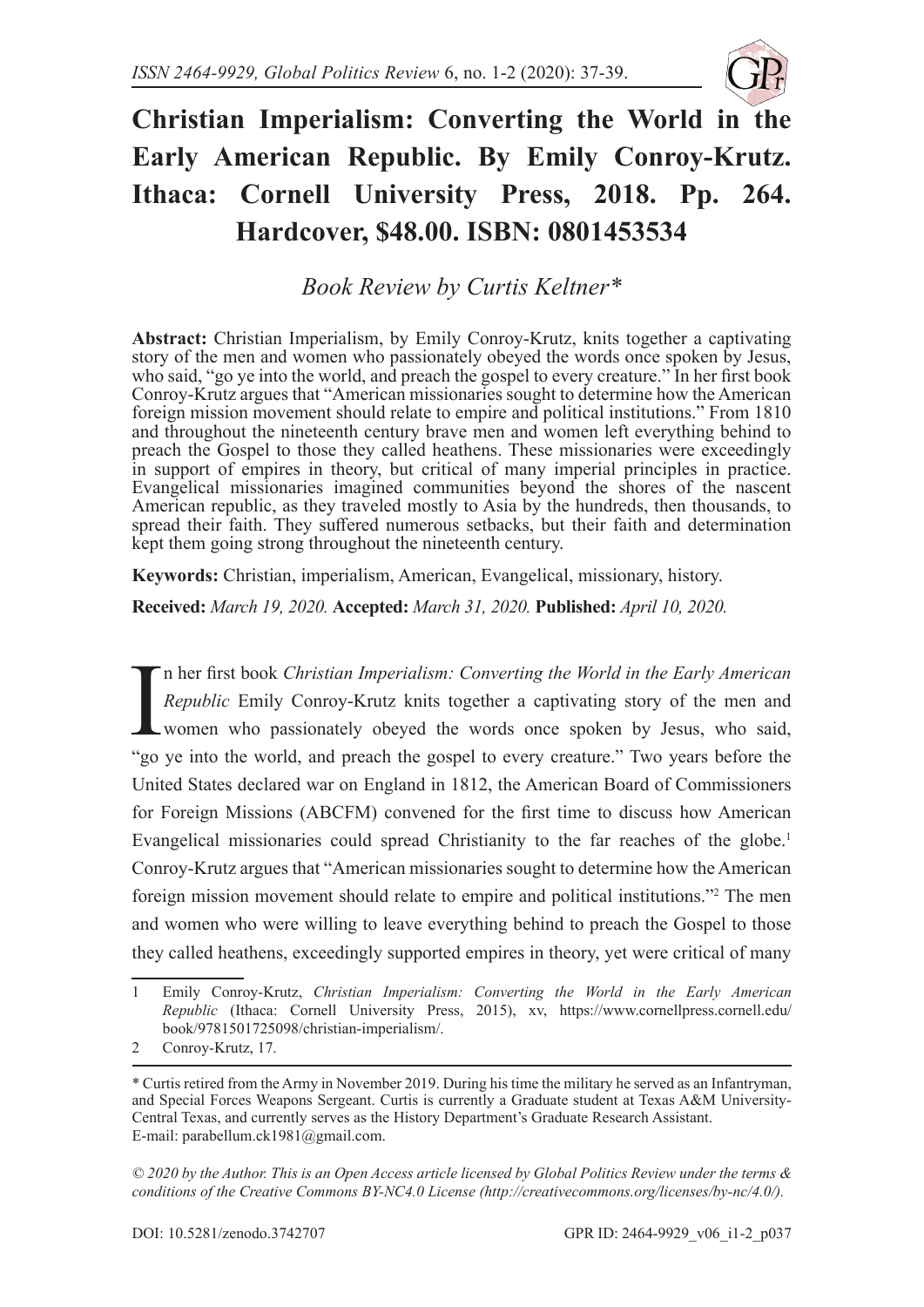# Christian Imperialism: Converting the World in the Early American Republic. By Emily Conroy-Krutz. Ithaca: Cornell University Press, 2018. Pp. 264. Hardcover, $48.00. ISBN: 0801453534

*Book Review by Curtis Keltner**

**Abstract:** Christian Imperialism, by Emily Conroy-Krutz, knits together a captivating story of the men and women who passionately obeyed the words once spoken by Jesus, who said, "go ye into the world, and preach the gospel to every creature." In her first book Conroy-Krutz argues that "American missionaries sought to determine how the American foreign mission movement should relate to empire and political institutions." From 1810 and throughout the nineteenth century brave men and women left everything behind to preach the Gospel to those they called heathens. These missionaries were exceedingly in support of empires in theory, but critical of many imperial principles in practice. Evangelical missionaries imagined communities beyond the shores of the nascent American republic, as they traveled mostly to Asia by the hundreds, then thousands, to spread their faith. They suffered numerous setbacks, but their faith and determination kept them going strong throughout the nineteenth century.

**Keywords:** Christian, imperialism, American, Evangelical, missionary, history.

**Received:** *March 19, 2020.* **Accepted:** *March 31, 2020.* **Published:** *April 10, 2020.*

In her first book *Christian Imperialism: Converting the World in the Early American Republic* Emily Conroy-Krutz knits together a captivating story of the men and women who passionately obeyed the words once spoken by Jesus, who said, "go ye into the world, and preach the gospel to every creature." Two years before the United States declared war on England in 1812, the American Board of Commissioners for Foreign Missions (ABCFM) convened for the first time to discuss how American Evangelical missionaries could spread Christianity to the far reaches of the globe.[1] Conroy-Krutz argues that "American missionaries sought to determine how the American foreign mission movement should relate to empire and political institutions."[2] The men and women who were willing to leave everything behind to preach the Gospel to those they called heathens, exceedingly supported empires in theory, yet were critical of many

---

1 Emily Conroy-Krutz, *Christian Imperialism: Converting the World in the Early American Republic* (Ithaca: Cornell University Press, 2015), xv, https://www.cornellpress.cornell.edu/book/9781501725098/christian-imperialism/.

2 Conroy-Krutz, 17.

\* Curtis retired from the Army in November 2019. During his time the military he served as an Infantryman, and Special Forces Weapons Sergeant. Curtis is currently a Graduate student at Texas A&M University-Central Texas, and currently serves as the History Department's Graduate Research Assistant. E-mail: parabellum.ck1981@gmail.com.

*© 2020 by the Author. This is an Open Access article licensed by Global Politics Review under the terms & conditions of the Creative Commons BY-NC4.0 License (http://creativecommons.org/licenses/by-nc/4.0/).*

DOI: 10.5281/zenodo.3742707 GPR ID: 2464-9929_v06_i1-2_p037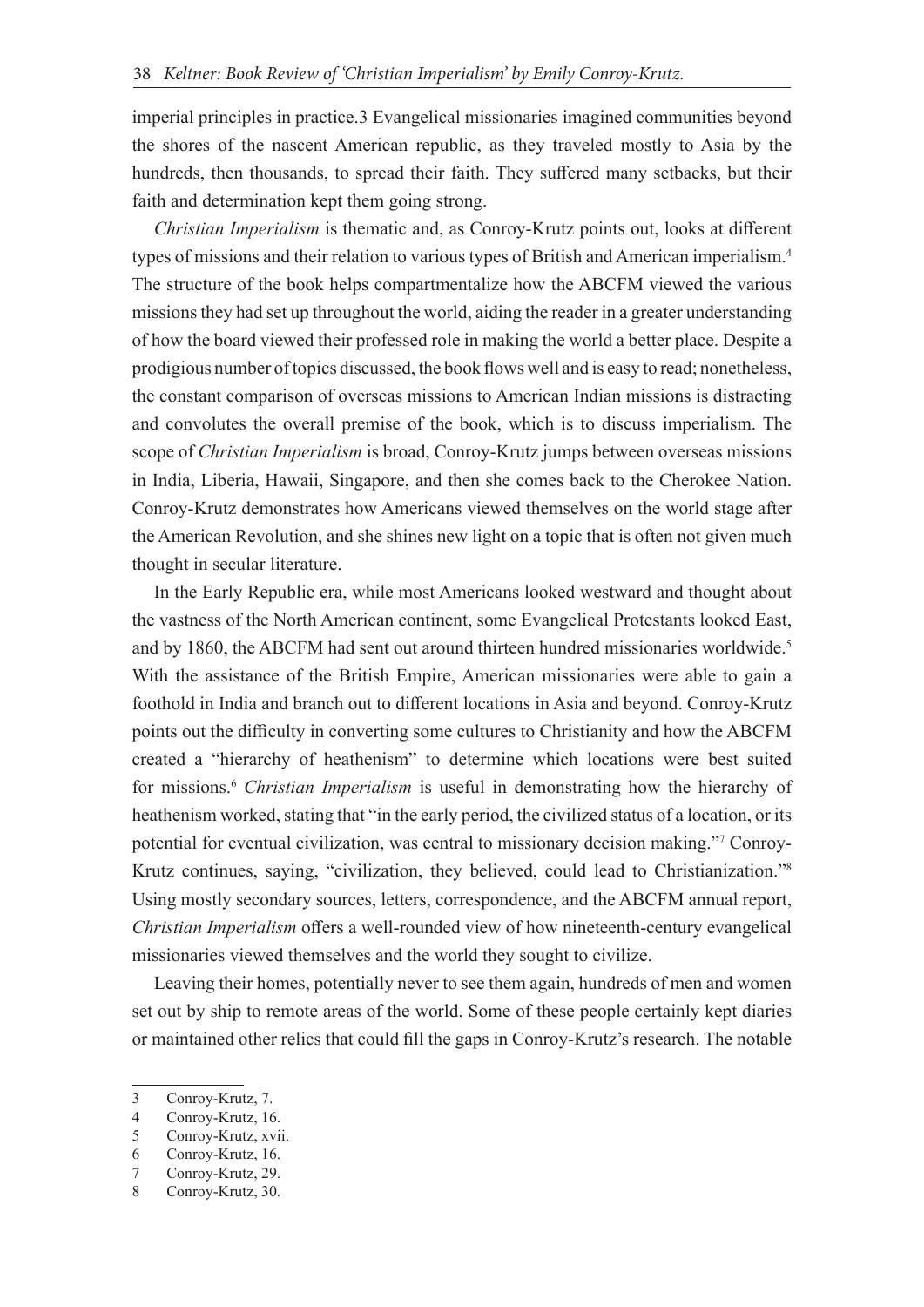imperial principles in practice.3 Evangelical missionaries imagined communities beyond the shores of the nascent American republic, as they traveled mostly to Asia by the hundreds, then thousands, to spread their faith. They suffered many setbacks, but their faith and determination kept them going strong.

*Christian Imperialism* is thematic and, as Conroy-Krutz points out, looks at different types of missions and their relation to various types of British and American imperialism.[4] The structure of the book helps compartmentalize how the ABCFM viewed the various missions they had set up throughout the world, aiding the reader in a greater understanding of how the board viewed their professed role in making the world a better place. Despite a prodigious number of topics discussed, the book flows well and is easy to read; nonetheless, the constant comparison of overseas missions to American Indian missions is distracting and convolutes the overall premise of the book, which is to discuss imperialism. The scope of *Christian Imperialism* is broad, Conroy-Krutz jumps between overseas missions in India, Liberia, Hawaii, Singapore, and then she comes back to the Cherokee Nation. Conroy-Krutz demonstrates how Americans viewed themselves on the world stage after the American Revolution, and she shines new light on a topic that is often not given much thought in secular literature.

In the Early Republic era, while most Americans looked westward and thought about the vastness of the North American continent, some Evangelical Protestants looked East, and by 1860, the ABCFM had sent out around thirteen hundred missionaries worldwide.[5] With the assistance of the British Empire, American missionaries were able to gain a foothold in India and branch out to different locations in Asia and beyond. Conroy-Krutz points out the difficulty in converting some cultures to Christianity and how the ABCFM created a "hierarchy of heathenism" to determine which locations were best suited for missions.[6] *Christian Imperialism* is useful in demonstrating how the hierarchy of heathenism worked, stating that "in the early period, the civilized status of a location, or its potential for eventual civilization, was central to missionary decision making."[7] Conroy-Krutz continues, saying, "civilization, they believed, could lead to Christianization."[8] Using mostly secondary sources, letters, correspondence, and the ABCFM annual report, *Christian Imperialism* offers a well-rounded view of how nineteenth-century evangelical missionaries viewed themselves and the world they sought to civilize.

Leaving their homes, potentially never to see them again, hundreds of men and women set out by ship to remote areas of the world. Some of these people certainly kept diaries or maintained other relics that could fill the gaps in Conroy-Krutz's research. The notable

---

3 Conroy-Krutz, 7.
4 Conroy-Krutz, 16.
5 Conroy-Krutz, xvii.
6 Conroy-Krutz, 16.
7 Conroy-Krutz, 29.
8 Conroy-Krutz, 30.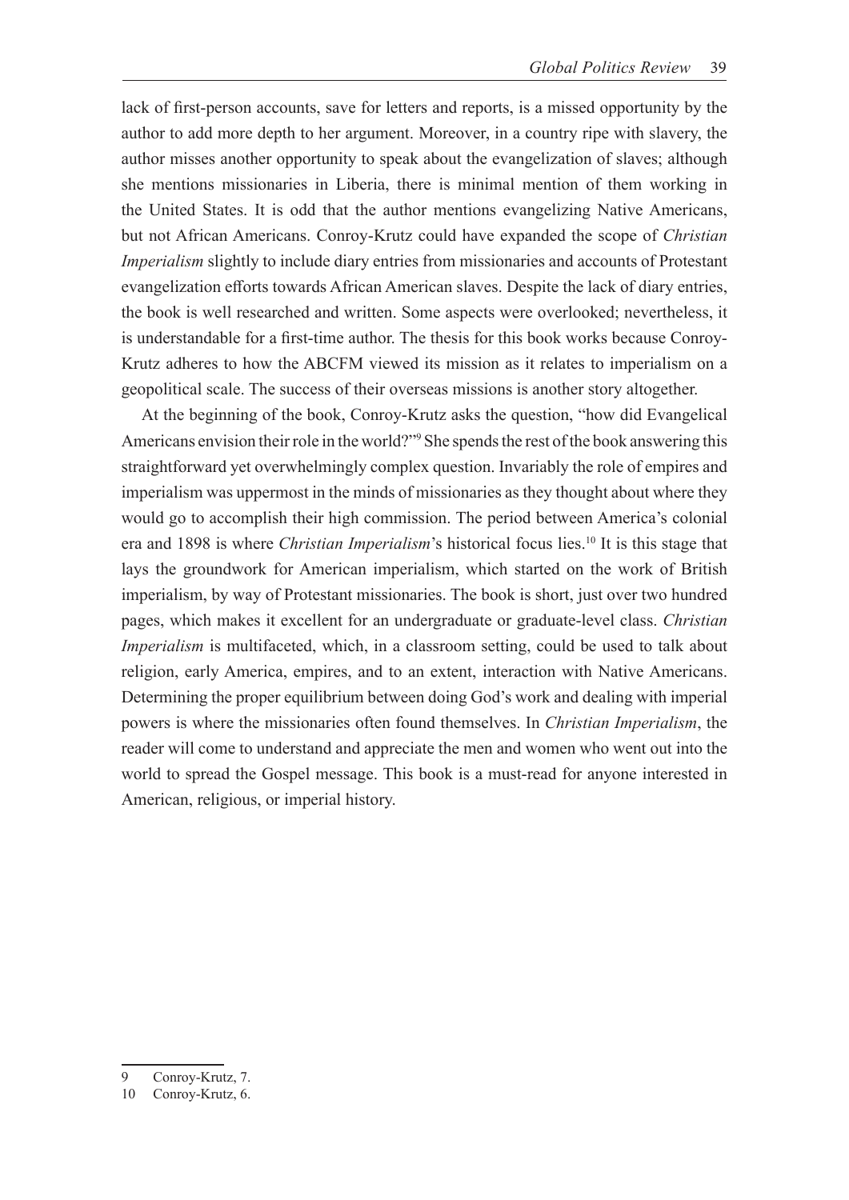lack of first-person accounts, save for letters and reports, is a missed opportunity by the author to add more depth to her argument. Moreover, in a country ripe with slavery, the author misses another opportunity to speak about the evangelization of slaves; although she mentions missionaries in Liberia, there is minimal mention of them working in the United States. It is odd that the author mentions evangelizing Native Americans, but not African Americans. Conroy-Krutz could have expanded the scope of *Christian Imperialism* slightly to include diary entries from missionaries and accounts of Protestant evangelization efforts towards African American slaves. Despite the lack of diary entries, the book is well researched and written. Some aspects were overlooked; nevertheless, it is understandable for a first-time author. The thesis for this book works because Conroy-Krutz adheres to how the ABCFM viewed its mission as it relates to imperialism on a geopolitical scale. The success of their overseas missions is another story altogether.

At the beginning of the book, Conroy-Krutz asks the question, "how did Evangelical Americans envision their role in the world?"[9] She spends the rest of the book answering this straightforward yet overwhelmingly complex question. Invariably the role of empires and imperialism was uppermost in the minds of missionaries as they thought about where they would go to accomplish their high commission. The period between America's colonial era and 1898 is where *Christian Imperialism*'s historical focus lies.[10] It is this stage that lays the groundwork for American imperialism, which started on the work of British imperialism, by way of Protestant missionaries. The book is short, just over two hundred pages, which makes it excellent for an undergraduate or graduate-level class. *Christian Imperialism* is multifaceted, which, in a classroom setting, could be used to talk about religion, early America, empires, and to an extent, interaction with Native Americans. Determining the proper equilibrium between doing God's work and dealing with imperial powers is where the missionaries often found themselves. In *Christian Imperialism*, the reader will come to understand and appreciate the men and women who went out into the world to spread the Gospel message. This book is a must-read for anyone interested in American, religious, or imperial history.

9 Conroy-Krutz, 7.

10 Conroy-Krutz, 6.